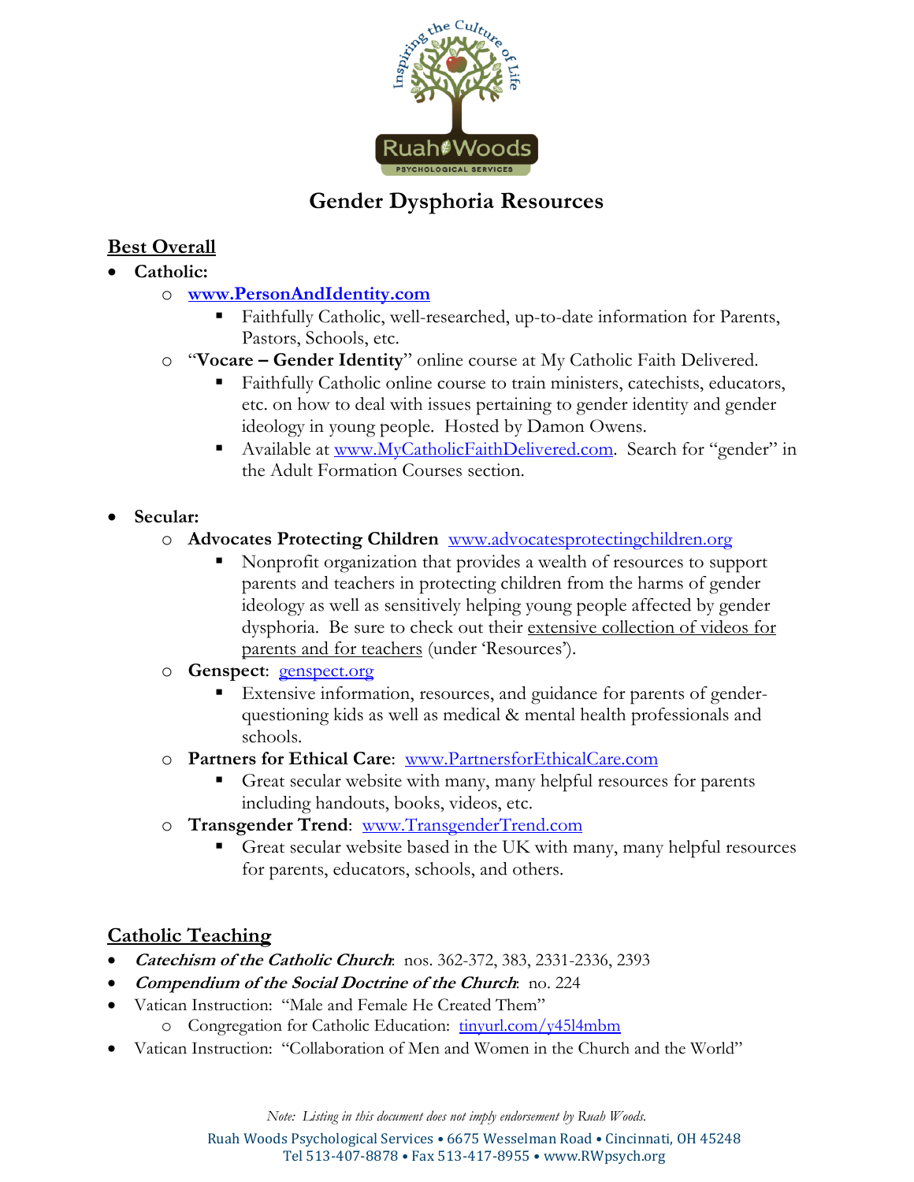# Gender Dysphoria Resources

## Best Overall

- **Catholic:**
  - **www.PersonAndIdentity.com**
    - Faithfully Catholic, well-researched, up-to-date information for Parents, Pastors, Schools, etc.
  - "**Vocare – Gender Identity**" online course at My Catholic Faith Delivered.
    - Faithfully Catholic online course to train ministers, catechists, educators, etc. on how to deal with issues pertaining to gender identity and gender ideology in young people. Hosted by Damon Owens.
    - Available at www.MyCatholicFaithDelivered.com. Search for "gender" in the Adult Formation Courses section.

- **Secular:**
  - **Advocates Protecting Children** www.advocatesprotectingchildren.org
    - Nonprofit organization that provides a wealth of resources to support parents and teachers in protecting children from the harms of gender ideology as well as sensitively helping young people affected by gender dysphoria. Be sure to check out their extensive collection of videos for parents and for teachers (under 'Resources').
  - **Genspect**: genspect.org
    - Extensive information, resources, and guidance for parents of gender-questioning kids as well as medical & mental health professionals and schools.
  - **Partners for Ethical Care**: www.PartnersforEthicalCare.com
    - Great secular website with many, many helpful resources for parents including handouts, books, videos, etc.
  - **Transgender Trend**: www.TransgenderTrend.com
    - Great secular website based in the UK with many, many helpful resources for parents, educators, schools, and others.

## Catholic Teaching

- ***Catechism of the Catholic Church***: nos. 362-372, 383, 2331-2336, 2393
- ***Compendium of the Social Doctrine of the Church***: no. 224
- Vatican Instruction: "Male and Female He Created Them"
  - Congregation for Catholic Education: tinyurl.com/y45l4mbm
- Vatican Instruction: "Collaboration of Men and Women in the Church and the World"

*Note: Listing in this document does not imply endorsement by Ruah Woods.*

Ruah Woods Psychological Services • 6675 Wesselman Road • Cincinnati, OH 45248
Tel 513-407-8878 • Fax 513-417-8955 • www.RWpsych.org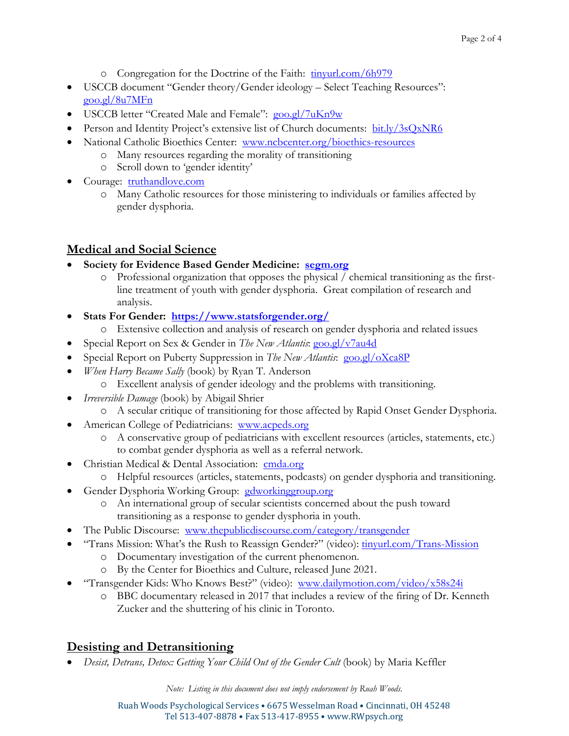- Congregation for the Doctrine of the Faith: [tinyurl.com/6h979](tinyurl.com/6h979)
- USCCB document "Gender theory/Gender ideology – Select Teaching Resources": [goo.gl/8u7MFn](goo.gl/8u7MFn)
- USCCB letter "Created Male and Female": [goo.gl/7uKn9w](goo.gl/7uKn9w)
- Person and Identity Project's extensive list of Church documents: [bit.ly/3sQxNR6](bit.ly/3sQxNR6)
- National Catholic Bioethics Center: [www.ncbcenter.org/bioethics-resources](www.ncbcenter.org/bioethics-resources)
  - Many resources regarding the morality of transitioning
  - Scroll down to 'gender identity'
- Courage: [truthandlove.com](truthandlove.com)
  - Many Catholic resources for those ministering to individuals or families affected by gender dysphoria.

## Medical and Social Science

- **Society for Evidence Based Gender Medicine: [segm.org](segm.org)**
  - Professional organization that opposes the physical / chemical transitioning as the first-line treatment of youth with gender dysphoria. Great compilation of research and analysis.
- **Stats For Gender: [https://www.statsforgender.org/](https://www.statsforgender.org/)**
  - Extensive collection and analysis of research on gender dysphoria and related issues
- Special Report on Sex & Gender in *The New Atlantis*: [goo.gl/v7au4d](goo.gl/v7au4d)
- Special Report on Puberty Suppression in *The New Atlantis*: [goo.gl/oXca8P](goo.gl/oXca8P)
- *When Harry Became Sally* (book) by Ryan T. Anderson
  - Excellent analysis of gender ideology and the problems with transitioning.
- *Irreversible Damage* (book) by Abigail Shrier
  - A secular critique of transitioning for those affected by Rapid Onset Gender Dysphoria.
- American College of Pediatricians: [www.acpeds.org](www.acpeds.org)
  - A conservative group of pediatricians with excellent resources (articles, statements, etc.) to combat gender dysphoria as well as a referral network.
- Christian Medical & Dental Association: [cmda.org](cmda.org)
  - Helpful resources (articles, statements, podcasts) on gender dysphoria and transitioning.
- Gender Dysphoria Working Group: [gdworkinggroup.org](gdworkinggroup.org)
  - An international group of secular scientists concerned about the push toward transitioning as a response to gender dysphoria in youth.
- The Public Discourse: [www.thepublicdiscourse.com/category/transgender](www.thepublicdiscourse.com/category/transgender)
- "Trans Mission: What's the Rush to Reassign Gender?" (video): [tinyurl.com/Trans-Mission](tinyurl.com/Trans-Mission)
  - Documentary investigation of the current phenomenon.
  - By the Center for Bioethics and Culture, released June 2021.
- "Transgender Kids: Who Knows Best?" (video): [www.dailymotion.com/video/x58s24i](www.dailymotion.com/video/x58s24i)
  - BBC documentary released in 2017 that includes a review of the firing of Dr. Kenneth Zucker and the shuttering of his clinic in Toronto.

## Desisting and Detransitioning

- *Desist, Detrans, Detox: Getting Your Child Out of the Gender Cult* (book) by Maria Keffler

*Note: Listing in this document does not imply endorsement by Ruah Woods.*

Ruah Woods Psychological Services • 6675 Wesselman Road • Cincinnati, OH 45248
Tel 513-407-8878 • Fax 513-417-8955 • www.RWpsych.org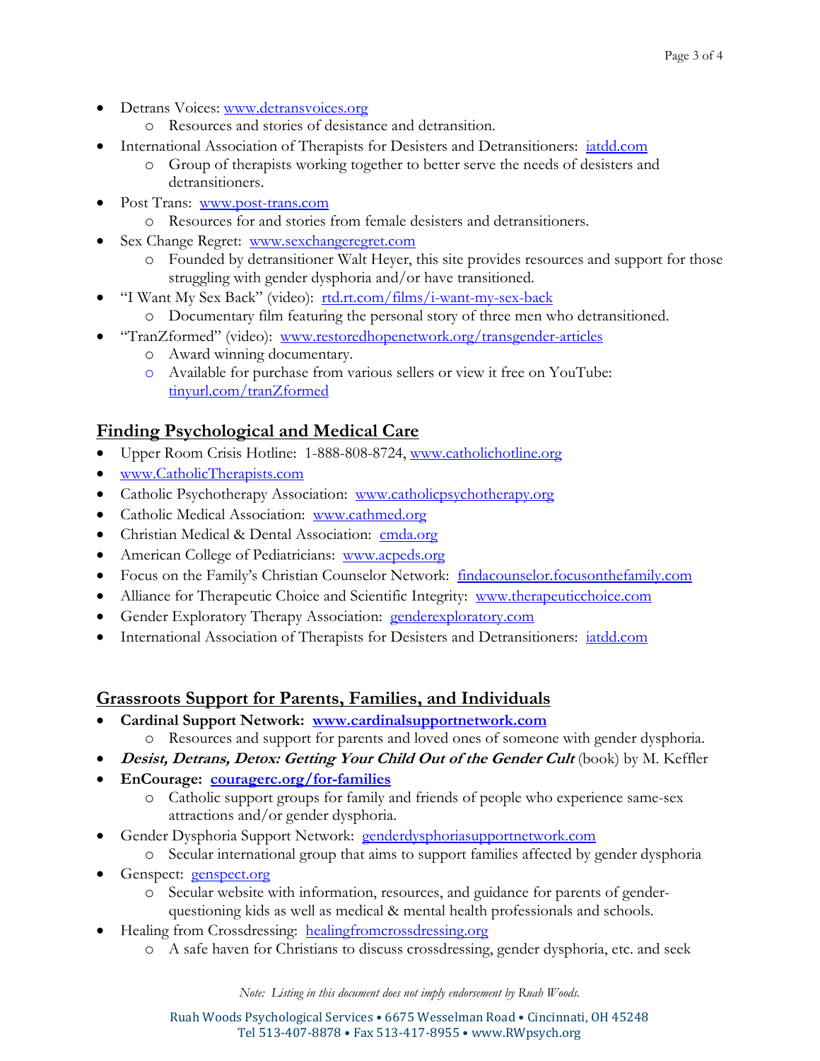- Detrans Voices: [www.detransvoices.org](http://www.detransvoices.org)
  - Resources and stories of desistance and detransition.
- International Association of Therapists for Desisters and Detransitioners: [iatdd.com](http://iatdd.com)
  - Group of therapists working together to better serve the needs of desisters and detransitioners.
- Post Trans: [www.post-trans.com](http://www.post-trans.com)
  - Resources for and stories from female desisters and detransitioners.
- Sex Change Regret: [www.sexchangeregret.com](http://www.sexchangeregret.com)
  - Founded by detransitioner Walt Heyer, this site provides resources and support for those struggling with gender dysphoria and/or have transitioned.
- "I Want My Sex Back" (video): [rtd.rt.com/films/i-want-my-sex-back](http://rtd.rt.com/films/i-want-my-sex-back)
  - Documentary film featuring the personal story of three men who detransitioned.
- "TranZformed" (video): [www.restoredhopenetwork.org/transgender-articles](http://www.restoredhopenetwork.org/transgender-articles)
  - Award winning documentary.
  - Available for purchase from various sellers or view it free on YouTube: [tinyurl.com/tranZformed](http://tinyurl.com/tranZformed)

## Finding Psychological and Medical Care

- Upper Room Crisis Hotline: 1-888-808-8724, [www.catholichotline.org](http://www.catholichotline.org)
- [www.CatholicTherapists.com](http://www.CatholicTherapists.com)
- Catholic Psychotherapy Association: [www.catholicpsychotherapy.org](http://www.catholicpsychotherapy.org)
- Catholic Medical Association: [www.cathmed.org](http://www.cathmed.org)
- Christian Medical & Dental Association: [cmda.org](http://cmda.org)
- American College of Pediatricians: [www.acpeds.org](http://www.acpeds.org)
- Focus on the Family's Christian Counselor Network: [findacounselor.focusonthefamily.com](http://findacounselor.focusonthefamily.com)
- Alliance for Therapeutic Choice and Scientific Integrity: [www.therapeuticchoice.com](http://www.therapeuticchoice.com)
- Gender Exploratory Therapy Association: [genderexploratory.com](http://genderexploratory.com)
- International Association of Therapists for Desisters and Detransitioners: [iatdd.com](http://iatdd.com)

## Grassroots Support for Parents, Families, and Individuals

- **Cardinal Support Network: [www.cardinalsupportnetwork.com](http://www.cardinalsupportnetwork.com)**
  - Resources and support for parents and loved ones of someone with gender dysphoria.
- ***Desist, Detrans, Detox: Getting Your Child Out of the Gender Cult*** (book) by M. Keffler
- **EnCourage: [couragerc.org/for-families](http://couragerc.org/for-families)**
  - Catholic support groups for family and friends of people who experience same-sex attractions and/or gender dysphoria.
- Gender Dysphoria Support Network: [genderdysphoriasupportnetwork.com](http://genderdysphoriasupportnetwork.com)
  - Secular international group that aims to support families affected by gender dysphoria
- Genspect: [genspect.org](http://genspect.org)
  - Secular website with information, resources, and guidance for parents of gender-questioning kids as well as medical & mental health professionals and schools.
- Healing from Crossdressing: [healingfromcrossdressing.org](http://healingfromcrossdressing.org)
  - A safe haven for Christians to discuss crossdressing, gender dysphoria, etc. and seek

*Note: Listing in this document does not imply endorsement by Ruah Woods.*

Ruah Woods Psychological Services • 6675 Wesselman Road • Cincinnati, OH 45248
Tel 513-407-8878 • Fax 513-417-8955 • www.RWpsych.org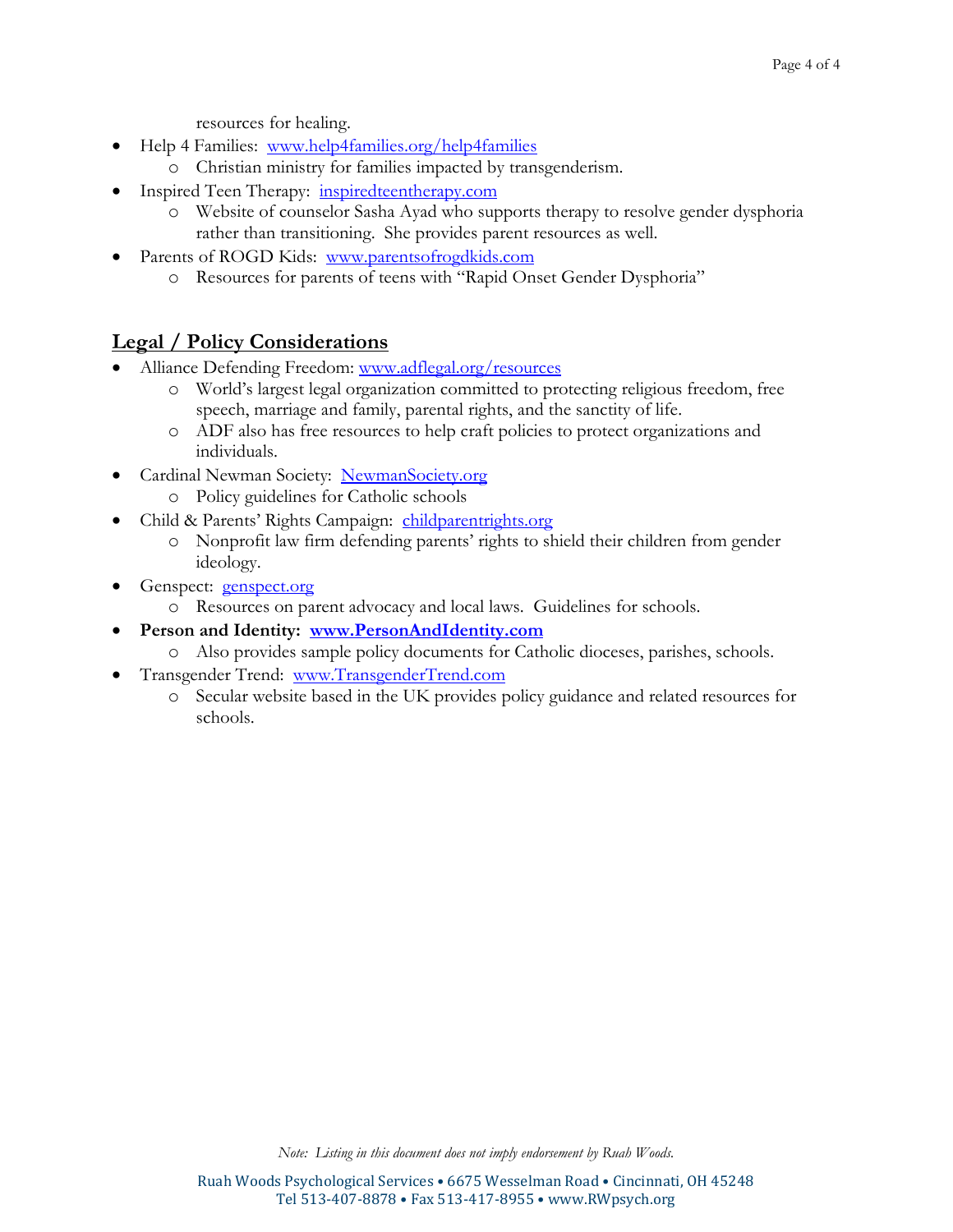resources for healing.

- Help 4 Families: www.help4families.org/help4families
  - Christian ministry for families impacted by transgenderism.
- Inspired Teen Therapy: inspiredteentherapy.com
  - Website of counselor Sasha Ayad who supports therapy to resolve gender dysphoria rather than transitioning. She provides parent resources as well.
- Parents of ROGD Kids: www.parentsofrogdkids.com
  - Resources for parents of teens with "Rapid Onset Gender Dysphoria"

## Legal / Policy Considerations

- Alliance Defending Freedom: www.adflegal.org/resources
  - World's largest legal organization committed to protecting religious freedom, free speech, marriage and family, parental rights, and the sanctity of life.
  - ADF also has free resources to help craft policies to protect organizations and individuals.
- Cardinal Newman Society: NewmanSociety.org
  - Policy guidelines for Catholic schools
- Child & Parents' Rights Campaign: childparentrights.org
  - Nonprofit law firm defending parents' rights to shield their children from gender ideology.
- Genspect: genspect.org
  - Resources on parent advocacy and local laws. Guidelines for schools.
- **Person and Identity: www.PersonAndIdentity.com**
  - Also provides sample policy documents for Catholic dioceses, parishes, schools.
- Transgender Trend: www.TransgenderTrend.com
  - Secular website based in the UK provides policy guidance and related resources for schools.

*Note: Listing in this document does not imply endorsement by Ruah Woods.*

Ruah Woods Psychological Services • 6675 Wesselman Road • Cincinnati, OH 45248
Tel 513-407-8878 • Fax 513-417-8955 • www.RWpsych.org